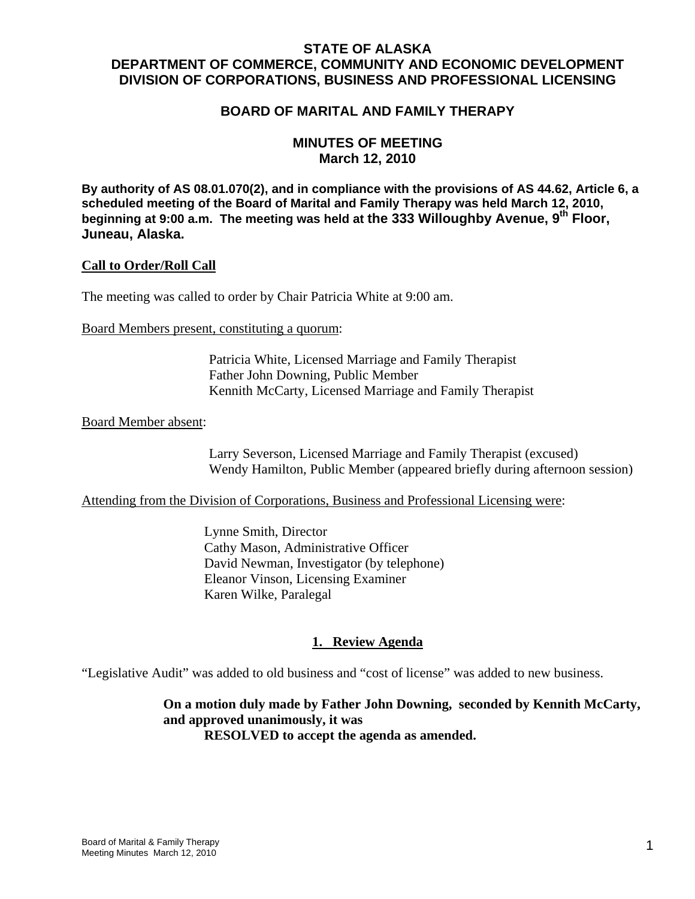# STATE OF ALASKA
# DEPARTMENT OF COMMERCE, COMMUNITY AND ECONOMIC DEVELOPMENT
# DIVISION OF CORPORATIONS, BUSINESS AND PROFESSIONAL LICENSING

## BOARD OF MARITAL AND FAMILY THERAPY

## MINUTES OF MEETING
## March 12, 2010

**By authority of AS 08.01.070(2), and in compliance with the provisions of AS 44.62, Article 6, a scheduled meeting of the Board of Marital and Family Therapy was held March 12, 2010, beginning at 9:00 a.m. The meeting was held at the 333 Willoughby Avenue, 9th Floor, Juneau, Alaska.**

**Call to Order/Roll Call**

The meeting was called to order by Chair Patricia White at 9:00 am.

Board Members present, constituting a quorum:

Patricia White, Licensed Marriage and Family Therapist
Father John Downing, Public Member
Kennith McCarty, Licensed Marriage and Family Therapist

Board Member absent:

Larry Severson, Licensed Marriage and Family Therapist (excused)
Wendy Hamilton, Public Member (appeared briefly during afternoon session)

Attending from the Division of Corporations, Business and Professional Licensing were:

Lynne Smith, Director
Cathy Mason, Administrative Officer
David Newman, Investigator (by telephone)
Eleanor Vinson, Licensing Examiner
Karen Wilke, Paralegal

## 1. Review Agenda

"Legislative Audit" was added to old business and "cost of license" was added to new business.

**On a motion duly made by Father John Downing, seconded by Kennith McCarty, and approved unanimously, it was**
**RESOLVED to accept the agenda as amended.**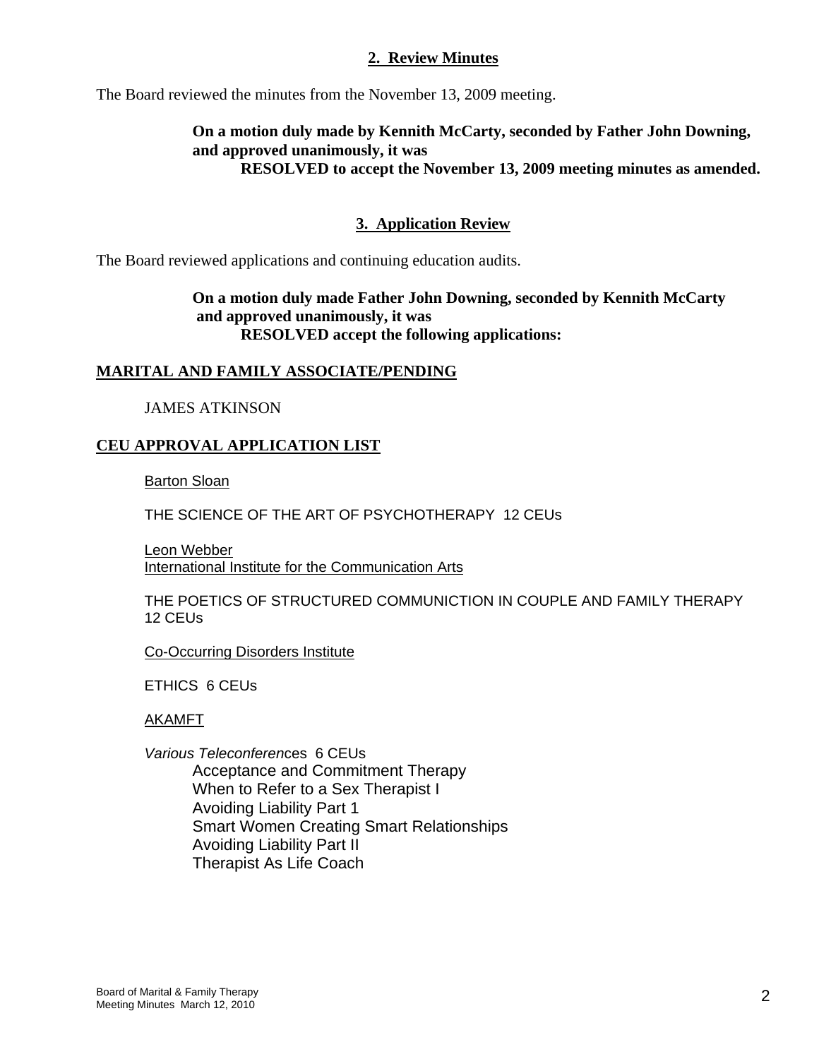## 2. Review Minutes

The Board reviewed the minutes from the November 13, 2009 meeting.

> **On a motion duly made by Kennith McCarty, seconded by Father John Downing, and approved unanimously, it was**
> **RESOLVED to accept the November 13, 2009 meeting minutes as amended.**

## 3. Application Review

The Board reviewed applications and continuing education audits.

> **On a motion duly made Father John Downing, seconded by Kennith McCarty and approved unanimously, it was**
> **RESOLVED accept the following applications:**

### MARITAL AND FAMILY ASSOCIATE/PENDING

JAMES ATKINSON

### CEU APPROVAL APPLICATION LIST

Barton Sloan

THE SCIENCE OF THE ART OF PSYCHOTHERAPY 12 CEUs

Leon Webber
International Institute for the Communication Arts

THE POETICS OF STRUCTURED COMMUNICTION IN COUPLE AND FAMILY THERAPY 12 CEUs

Co-Occurring Disorders Institute

ETHICS 6 CEUs

AKAMFT

*Various Teleconferen*ces 6 CEUs

- Acceptance and Commitment Therapy
- When to Refer to a Sex Therapist I
- Avoiding Liability Part 1
- Smart Women Creating Smart Relationships
- Avoiding Liability Part II
- Therapist As Life Coach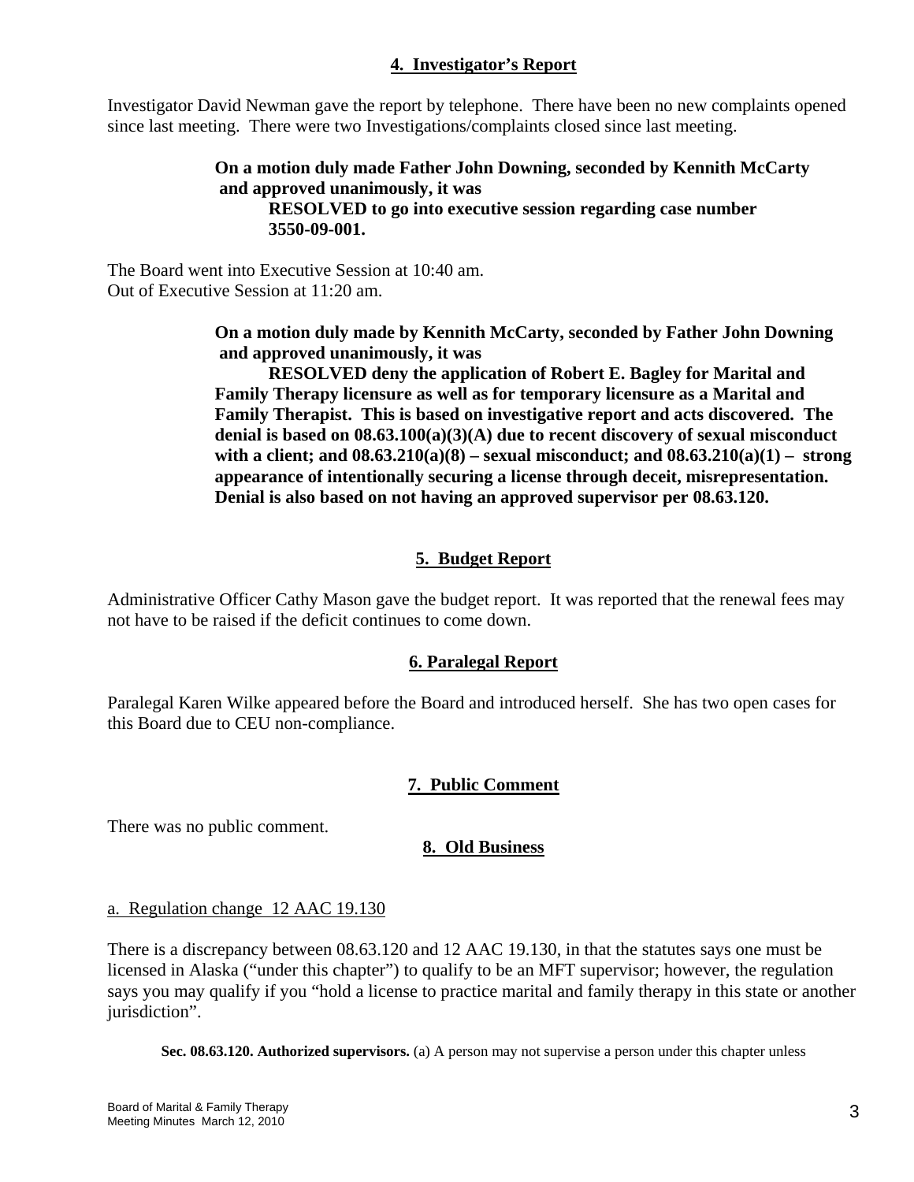## 4. Investigator's Report

Investigator David Newman gave the report by telephone. There have been no new complaints opened since last meeting. There were two Investigations/complaints closed since last meeting.

> **On a motion duly made Father John Downing, seconded by Kennith McCarty and approved unanimously, it was**
>
> **RESOLVED to go into executive session regarding case number 3550-09-001.**

The Board went into Executive Session at 10:40 am.
Out of Executive Session at 11:20 am.

> **On a motion duly made by Kennith McCarty, seconded by Father John Downing and approved unanimously, it was**
>
> **RESOLVED deny the application of Robert E. Bagley for Marital and Family Therapy licensure as well as for temporary licensure as a Marital and Family Therapist. This is based on investigative report and acts discovered. The denial is based on 08.63.100(a)(3)(A) due to recent discovery of sexual misconduct with a client; and 08.63.210(a)(8) – sexual misconduct; and 08.63.210(a)(1) – strong appearance of intentionally securing a license through deceit, misrepresentation. Denial is also based on not having an approved supervisor per 08.63.120.**

## 5. Budget Report

Administrative Officer Cathy Mason gave the budget report. It was reported that the renewal fees may not have to be raised if the deficit continues to come down.

## 6. Paralegal Report

Paralegal Karen Wilke appeared before the Board and introduced herself. She has two open cases for this Board due to CEU non-compliance.

## 7. Public Comment

There was no public comment.

## 8. Old Business

a. Regulation change 12 AAC 19.130

There is a discrepancy between 08.63.120 and 12 AAC 19.130, in that the statutes says one must be licensed in Alaska ("under this chapter") to qualify to be an MFT supervisor; however, the regulation says you may qualify if you "hold a license to practice marital and family therapy in this state or another jurisdiction".

**Sec. 08.63.120. Authorized supervisors.** (a) A person may not supervise a person under this chapter unless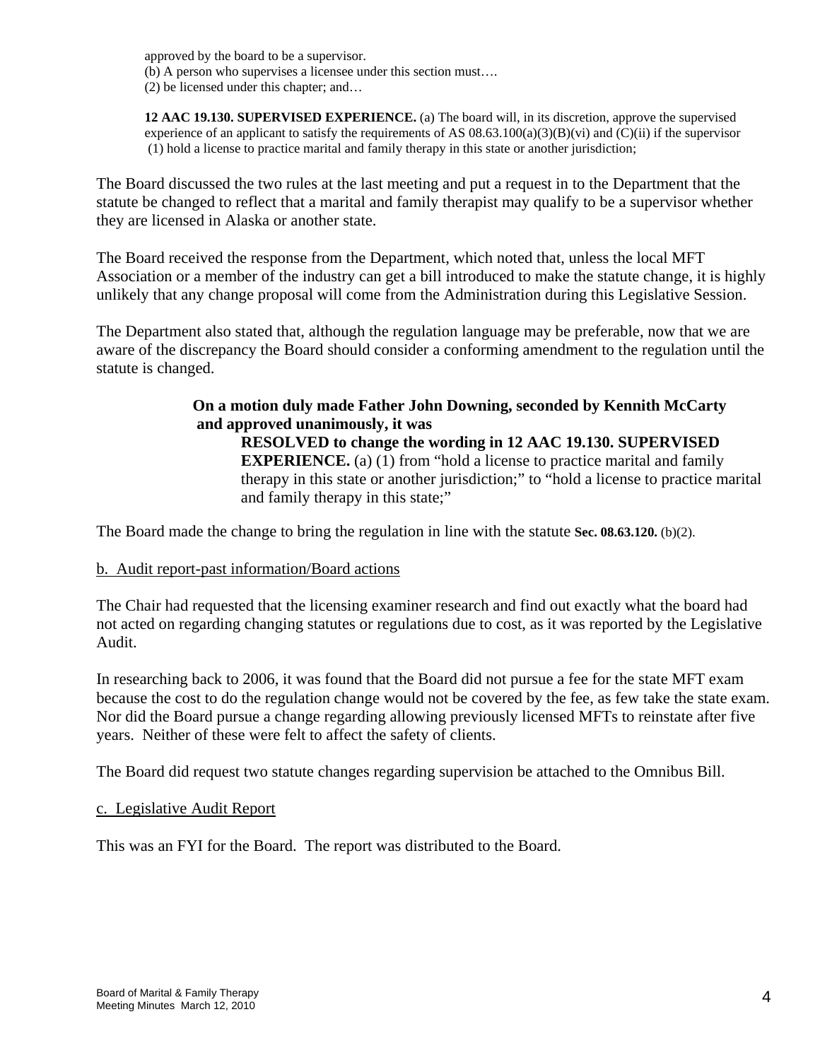> approved by the board to be a supervisor.
> (b) A person who supervises a licensee under this section must….
> (2) be licensed under this chapter; and…
>
> **12 AAC 19.130. SUPERVISED EXPERIENCE.** (a) The board will, in its discretion, approve the supervised experience of an applicant to satisfy the requirements of AS 08.63.100(a)(3)(B)(vi) and (C)(ii) if the supervisor
> (1) hold a license to practice marital and family therapy in this state or another jurisdiction;

The Board discussed the two rules at the last meeting and put a request in to the Department that the statute be changed to reflect that a marital and family therapist may qualify to be a supervisor whether they are licensed in Alaska or another state.

The Board received the response from the Department, which noted that, unless the local MFT Association or a member of the industry can get a bill introduced to make the statute change, it is highly unlikely that any change proposal will come from the Administration during this Legislative Session.

The Department also stated that, although the regulation language may be preferable, now that we are aware of the discrepancy the Board should consider a conforming amendment to the regulation until the statute is changed.

> **On a motion duly made Father John Downing, seconded by Kennith McCarty and approved unanimously, it was**
>
> **RESOLVED to change the wording in 12 AAC 19.130. SUPERVISED EXPERIENCE.** (a) (1) from "hold a license to practice marital and family therapy in this state or another jurisdiction;" to "hold a license to practice marital and family therapy in this state;"

The Board made the change to bring the regulation in line with the statute **Sec. 08.63.120.** (b)(2).

b. Audit report-past information/Board actions

The Chair had requested that the licensing examiner research and find out exactly what the board had not acted on regarding changing statutes or regulations due to cost, as it was reported by the Legislative Audit.

In researching back to 2006, it was found that the Board did not pursue a fee for the state MFT exam because the cost to do the regulation change would not be covered by the fee, as few take the state exam. Nor did the Board pursue a change regarding allowing previously licensed MFTs to reinstate after five years. Neither of these were felt to affect the safety of clients.

The Board did request two statute changes regarding supervision be attached to the Omnibus Bill.

c. Legislative Audit Report

This was an FYI for the Board. The report was distributed to the Board.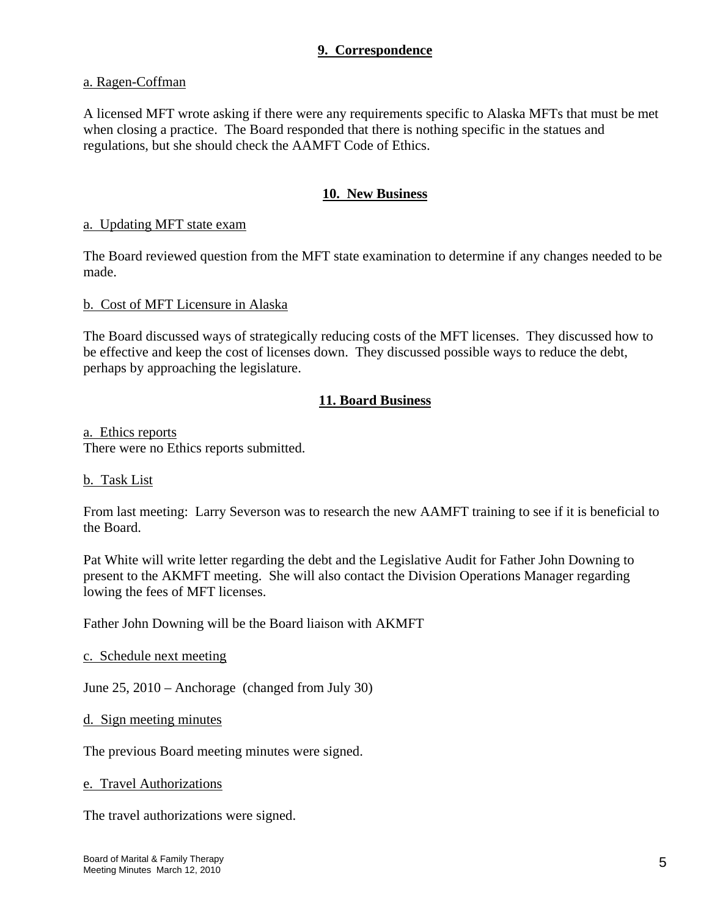## 9. Correspondence

a. Ragen-Coffman

A licensed MFT wrote asking if there were any requirements specific to Alaska MFTs that must be met when closing a practice. The Board responded that there is nothing specific in the statues and regulations, but she should check the AAMFT Code of Ethics.

## 10. New Business

a. Updating MFT state exam

The Board reviewed question from the MFT state examination to determine if any changes needed to be made.

b. Cost of MFT Licensure in Alaska

The Board discussed ways of strategically reducing costs of the MFT licenses. They discussed how to be effective and keep the cost of licenses down. They discussed possible ways to reduce the debt, perhaps by approaching the legislature.

## 11. Board Business

a. Ethics reports
There were no Ethics reports submitted.

b. Task List

From last meeting: Larry Severson was to research the new AAMFT training to see if it is beneficial to the Board.

Pat White will write letter regarding the debt and the Legislative Audit for Father John Downing to present to the AKMFT meeting. She will also contact the Division Operations Manager regarding lowing the fees of MFT licenses.

Father John Downing will be the Board liaison with AKMFT

c. Schedule next meeting

June 25, 2010 – Anchorage (changed from July 30)

d. Sign meeting minutes

The previous Board meeting minutes were signed.

e. Travel Authorizations

The travel authorizations were signed.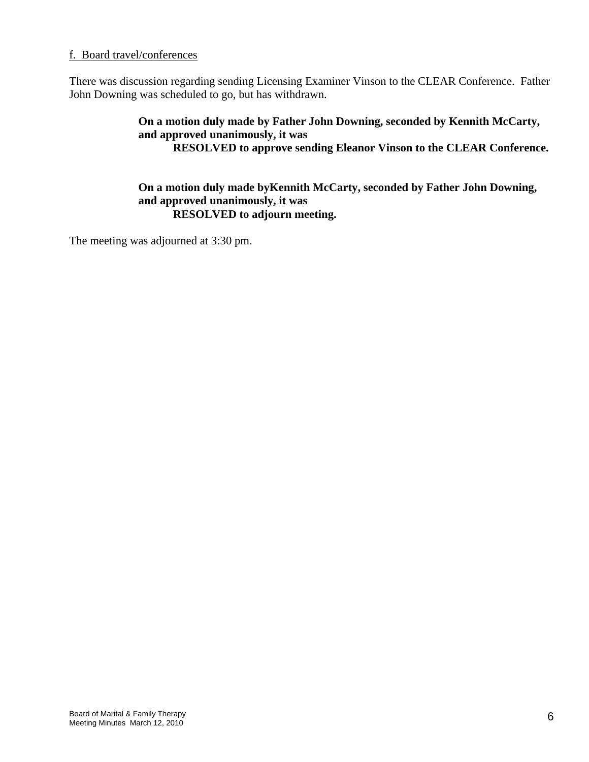f. Board travel/conferences

There was discussion regarding sending Licensing Examiner Vinson to the CLEAR Conference. Father John Downing was scheduled to go, but has withdrawn.

> **On a motion duly made by Father John Downing, seconded by Kennith McCarty, and approved unanimously, it was**
> **RESOLVED to approve sending Eleanor Vinson to the CLEAR Conference.**

> **On a motion duly made byKennith McCarty, seconded by Father John Downing, and approved unanimously, it was**
> **RESOLVED to adjourn meeting.**

The meeting was adjourned at 3:30 pm.